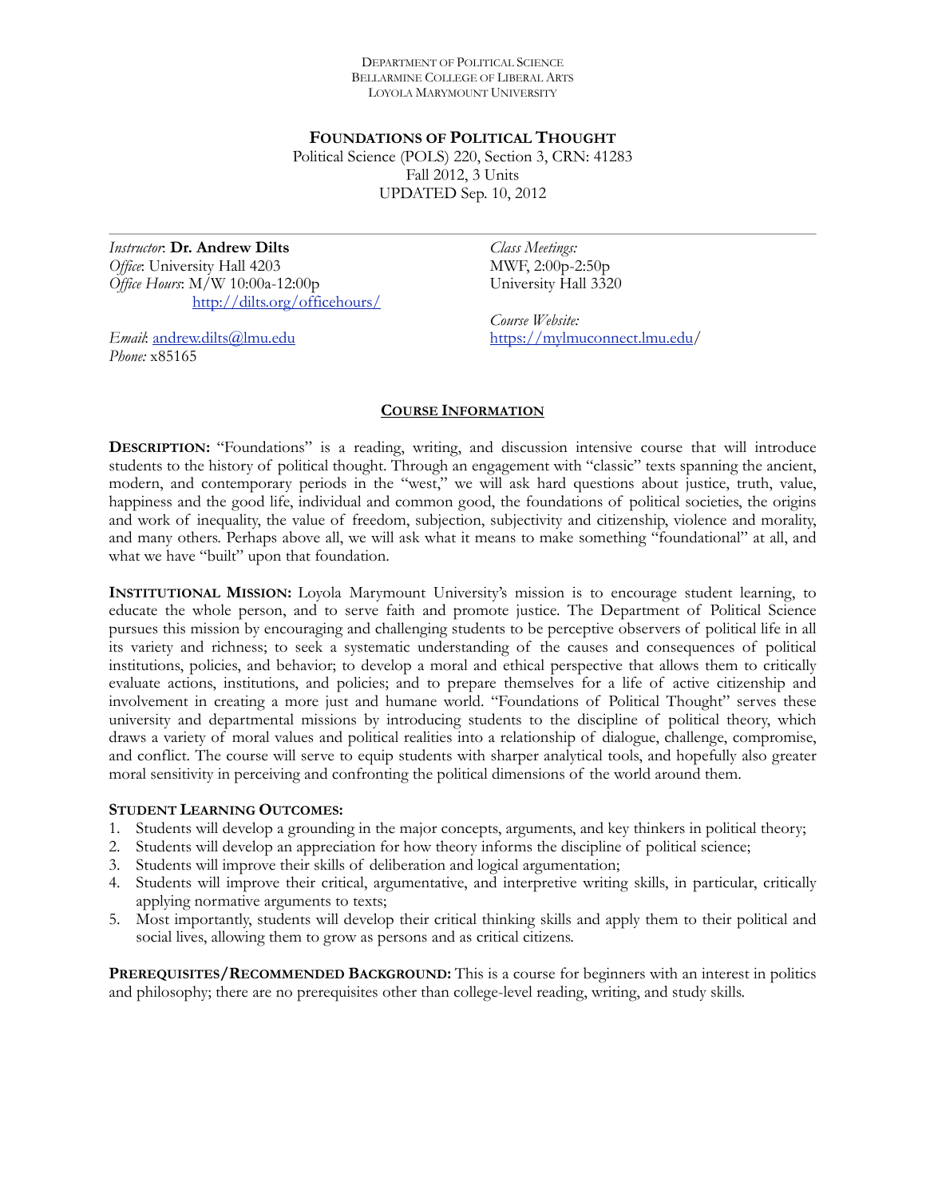DEPARTMENT OF POLITICAL SCIENCE
BELLARMINE COLLEGE OF LIBERAL ARTS
LOYOLA MARYMOUNT UNIVERSITY

# FOUNDATIONS OF POLITICAL THOUGHT

Political Science (POLS) 220, Section 3, CRN: 41283
Fall 2012, 3 Units
UPDATED Sep. 10, 2012

---

*Instructor*: **Dr. Andrew Dilts**
*Office*: University Hall 4203
*Office Hours*: M/W 10:00a-12:00p
[http://dilts.org/officehours/](http://dilts.org/officehours/)

*Email*: [andrew.dilts@lmu.edu](mailto:andrew.dilts@lmu.edu)
*Phone:* x85165

*Class Meetings:*
MWF, 2:00p-2:50p
University Hall 3320

*Course Website:*
[https://mylmuconnect.lmu.edu](https://mylmuconnect.lmu.edu)/

## COURSE INFORMATION

**DESCRIPTION:** "Foundations" is a reading, writing, and discussion intensive course that will introduce students to the history of political thought. Through an engagement with "classic" texts spanning the ancient, modern, and contemporary periods in the "west," we will ask hard questions about justice, truth, value, happiness and the good life, individual and common good, the foundations of political societies, the origins and work of inequality, the value of freedom, subjection, subjectivity and citizenship, violence and morality, and many others. Perhaps above all, we will ask what it means to make something "foundational" at all, and what we have "built" upon that foundation.

**INSTITUTIONAL MISSION:** Loyola Marymount University's mission is to encourage student learning, to educate the whole person, and to serve faith and promote justice. The Department of Political Science pursues this mission by encouraging and challenging students to be perceptive observers of political life in all its variety and richness; to seek a systematic understanding of the causes and consequences of political institutions, policies, and behavior; to develop a moral and ethical perspective that allows them to critically evaluate actions, institutions, and policies; and to prepare themselves for a life of active citizenship and involvement in creating a more just and humane world. "Foundations of Political Thought" serves these university and departmental missions by introducing students to the discipline of political theory, which draws a variety of moral values and political realities into a relationship of dialogue, challenge, compromise, and conflict. The course will serve to equip students with sharper analytical tools, and hopefully also greater moral sensitivity in perceiving and confronting the political dimensions of the world around them.

**STUDENT LEARNING OUTCOMES:**

1. Students will develop a grounding in the major concepts, arguments, and key thinkers in political theory;
2. Students will develop an appreciation for how theory informs the discipline of political science;
3. Students will improve their skills of deliberation and logical argumentation;
4. Students will improve their critical, argumentative, and interpretive writing skills, in particular, critically applying normative arguments to texts;
5. Most importantly, students will develop their critical thinking skills and apply them to their political and social lives, allowing them to grow as persons and as critical citizens.

**PREREQUISITES/RECOMMENDED BACKGROUND:** This is a course for beginners with an interest in politics and philosophy; there are no prerequisites other than college-level reading, writing, and study skills.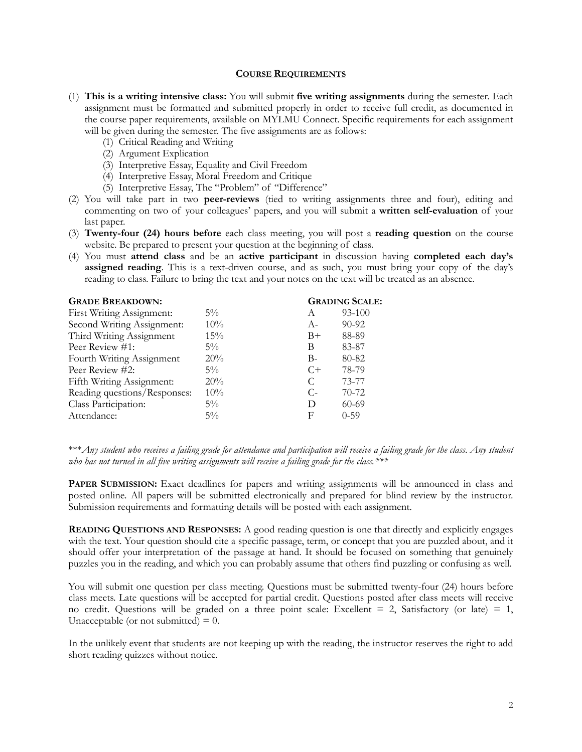## COURSE REQUIREMENTS

(1) **This is a writing intensive class:** You will submit **five writing assignments** during the semester. Each assignment must be formatted and submitted properly in order to receive full credit, as documented in the course paper requirements, available on MYLMU Connect. Specific requirements for each assignment will be given during the semester. The five assignments are as follows:
   (1) Critical Reading and Writing
   (2) Argument Explication
   (3) Interpretive Essay, Equality and Civil Freedom
   (4) Interpretive Essay, Moral Freedom and Critique
   (5) Interpretive Essay, The "Problem" of "Difference"

(2) You will take part in two **peer-reviews** (tied to writing assignments three and four), editing and commenting on two of your colleagues' papers, and you will submit a **written self-evaluation** of your last paper.

(3) **Twenty-four (24) hours before** each class meeting, you will post a **reading question** on the course website. Be prepared to present your question at the beginning of class.

(4) You must **attend class** and be an **active participant** in discussion having **completed each day's assigned reading**. This is a text-driven course, and as such, you must bring your copy of the day's reading to class. Failure to bring the text and your notes on the text will be treated as an absence.

**GRADE BREAKDOWN:**

| Item | Weight |
|---|---|
| First Writing Assignment: | 5% |
| Second Writing Assignment: | 10% |
| Third Writing Assignment | 15% |
| Peer Review #1: | 5% |
| Fourth Writing Assignment | 20% |
| Peer Review #2: | 5% |
| Fifth Writing Assignment: | 20% |
| Reading questions/Responses: | 10% |
| Class Participation: | 5% |
| Attendance: | 5% |

**GRADING SCALE:**

| Grade | Range |
|---|---|
| A | 93-100 |
| A- | 90-92 |
| B+ | 88-89 |
| B | 83-87 |
| B- | 80-82 |
| C+ | 78-79 |
| C | 73-77 |
| C- | 70-72 |
| D | 60-69 |
| F | 0-59 |

****Any student who receives a failing grade for attendance and participation will receive a failing grade for the class. Any student who has not turned in all five writing assignments will receive a failing grade for the class.****

**PAPER SUBMISSION:** Exact deadlines for papers and writing assignments will be announced in class and posted online. All papers will be submitted electronically and prepared for blind review by the instructor. Submission requirements and formatting details will be posted with each assignment.

**READING QUESTIONS AND RESPONSES:** A good reading question is one that directly and explicitly engages with the text. Your question should cite a specific passage, term, or concept that you are puzzled about, and it should offer your interpretation of the passage at hand. It should be focused on something that genuinely puzzles you in the reading, and which you can probably assume that others find puzzling or confusing as well.

You will submit one question per class meeting. Questions must be submitted twenty-four (24) hours before class meets. Late questions will be accepted for partial credit. Questions posted after class meets will receive no credit. Questions will be graded on a three point scale: Excellent = 2, Satisfactory (or late) = 1, Unacceptable (or not submitted) = 0.

In the unlikely event that students are not keeping up with the reading, the instructor reserves the right to add short reading quizzes without notice.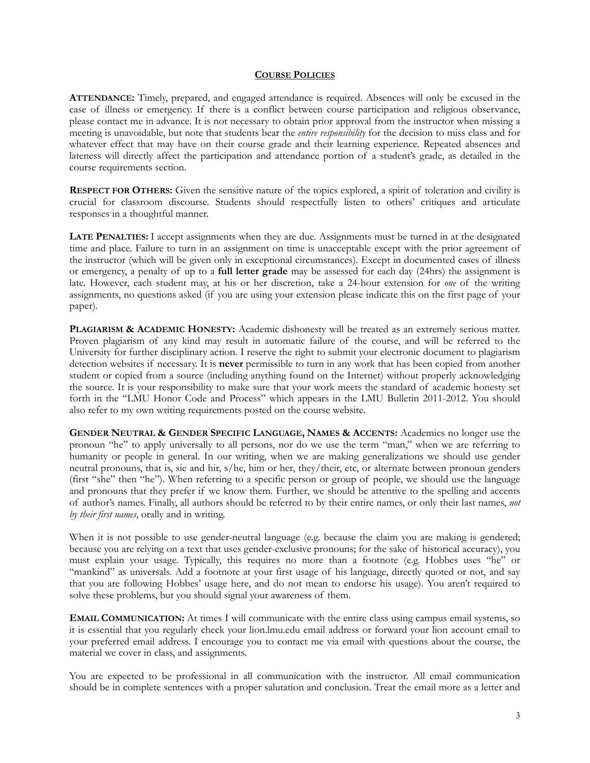## Course Policies

**Attendance:** Timely, prepared, and engaged attendance is required. Absences will only be excused in the case of illness or emergency. If there is a conflict between course participation and religious observance, please contact me in advance. It is not necessary to obtain prior approval from the instructor when missing a meeting is unavoidable, but note that students bear the *entire responsibility* for the decision to miss class and for whatever effect that may have on their course grade and their learning experience. Repeated absences and lateness will directly affect the participation and attendance portion of a student's grade, as detailed in the course requirements section.

**Respect for Others:** Given the sensitive nature of the topics explored, a spirit of toleration and civility is crucial for classroom discourse. Students should respectfully listen to others' critiques and articulate responses in a thoughtful manner.

**Late Penalties:** I accept assignments when they are due. Assignments must be turned in at the designated time and place. Failure to turn in an assignment on time is unacceptable except with the prior agreement of the instructor (which will be given only in exceptional circumstances). Except in documented cases of illness or emergency, a penalty of up to a **full letter grade** may be assessed for each day (24hrs) the assignment is late. However, each student may, at his or her discretion, take a 24-hour extension for *one* of the writing assignments, no questions asked (if you are using your extension please indicate this on the first page of your paper).

**Plagiarism & Academic Honesty:** Academic dishonesty will be treated as an extremely serious matter. Proven plagiarism of any kind may result in automatic failure of the course, and will be referred to the University for further disciplinary action. I reserve the right to submit your electronic document to plagiarism detection websites if necessary. It is **never** permissible to turn in any work that has been copied from another student or copied from a source (including anything found on the Internet) without properly acknowledging the source. It is your responsibility to make sure that your work meets the standard of academic honesty set forth in the "LMU Honor Code and Process" which appears in the LMU Bulletin 2011-2012. You should also refer to my own writing requirements posted on the course website.

**Gender Neutral & Gender Specific Language, Names & Accents:** Academics no longer use the pronoun "he" to apply universally to all persons, nor do we use the term "man," when we are referring to humanity or people in general. In our writing, when we are making generalizations we should use gender neutral pronouns, that is, sie and hir, s/he, him or her, they/their, etc, or alternate between pronoun genders (first "she" then "he"). When referring to a specific person or group of people, we should use the language and pronouns that they prefer if we know them. Further, we should be attentive to the spelling and accents of author's names. Finally, all authors should be referred to by their entire names, or only their last names, *not by their first names*, orally and in writing.

When it is not possible to use gender-neutral language (e.g. because the claim you are making is gendered; because you are relying on a text that uses gender-exclusive pronouns; for the sake of historical accuracy), you must explain your usage. Typically, this requires no more than a footnote (e.g. Hobbes uses "he" or "mankind" as universals. Add a footnote at your first usage of his language, directly quoted or not, and say that you are following Hobbes' usage here, and do not mean to endorse his usage). You aren't required to solve these problems, but you should signal your awareness of them.

**Email Communication:** At times I will communicate with the entire class using campus email systems, so it is essential that you regularly check your lion.lmu.edu email address or forward your lion account email to your preferred email address. I encourage you to contact me via email with questions about the course, the material we cover in class, and assignments.

You are expected to be professional in all communication with the instructor. All email communication should be in complete sentences with a proper salutation and conclusion. Treat the email more as a letter and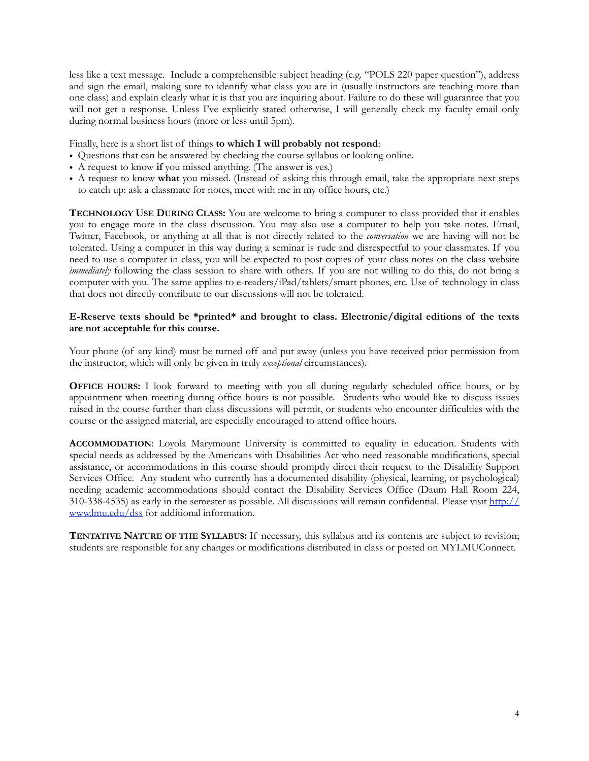less like a text message. Include a comprehensible subject heading (e.g. "POLS 220 paper question"), address and sign the email, making sure to identify what class you are in (usually instructors are teaching more than one class) and explain clearly what it is that you are inquiring about. Failure to do these will guarantee that you will not get a response. Unless I've explicitly stated otherwise, I will generally check my faculty email only during normal business hours (more or less until 5pm).

Finally, here is a short list of things **to which I will probably not respond**:

- Questions that can be answered by checking the course syllabus or looking online.
- A request to know **if** you missed anything. (The answer is yes.)
- A request to know **what** you missed. (Instead of asking this through email, take the appropriate next steps to catch up: ask a classmate for notes, meet with me in my office hours, etc.)

**TECHNOLOGY USE DURING CLASS:** You are welcome to bring a computer to class provided that it enables you to engage more in the class discussion. You may also use a computer to help you take notes. Email, Twitter, Facebook, or anything at all that is not directly related to the *conversation* we are having will not be tolerated. Using a computer in this way during a seminar is rude and disrespectful to your classmates. If you need to use a computer in class, you will be expected to post copies of your class notes on the class website *immediately* following the class session to share with others. If you are not willing to do this, do not bring a computer with you. The same applies to e-readers/iPad/tablets/smart phones, etc. Use of technology in class that does not directly contribute to our discussions will not be tolerated.

**E-Reserve texts should be *printed* and brought to class. Electronic/digital editions of the texts are not acceptable for this course.**

Your phone (of any kind) must be turned off and put away (unless you have received prior permission from the instructor, which will only be given in truly *exceptional* circumstances).

**OFFICE HOURS:** I look forward to meeting with you all during regularly scheduled office hours, or by appointment when meeting during office hours is not possible. Students who would like to discuss issues raised in the course further than class discussions will permit, or students who encounter difficulties with the course or the assigned material, are especially encouraged to attend office hours.

**ACCOMMODATION**: Loyola Marymount University is committed to equality in education. Students with special needs as addressed by the Americans with Disabilities Act who need reasonable modifications, special assistance, or accommodations in this course should promptly direct their request to the Disability Support Services Office. Any student who currently has a documented disability (physical, learning, or psychological) needing academic accommodations should contact the Disability Services Office (Daum Hall Room 224, 310-338-4535) as early in the semester as possible. All discussions will remain confidential. Please visit http://www.lmu.edu/dss for additional information.

**TENTATIVE NATURE OF THE SYLLABUS:** If necessary, this syllabus and its contents are subject to revision; students are responsible for any changes or modifications distributed in class or posted on MYLMUConnect.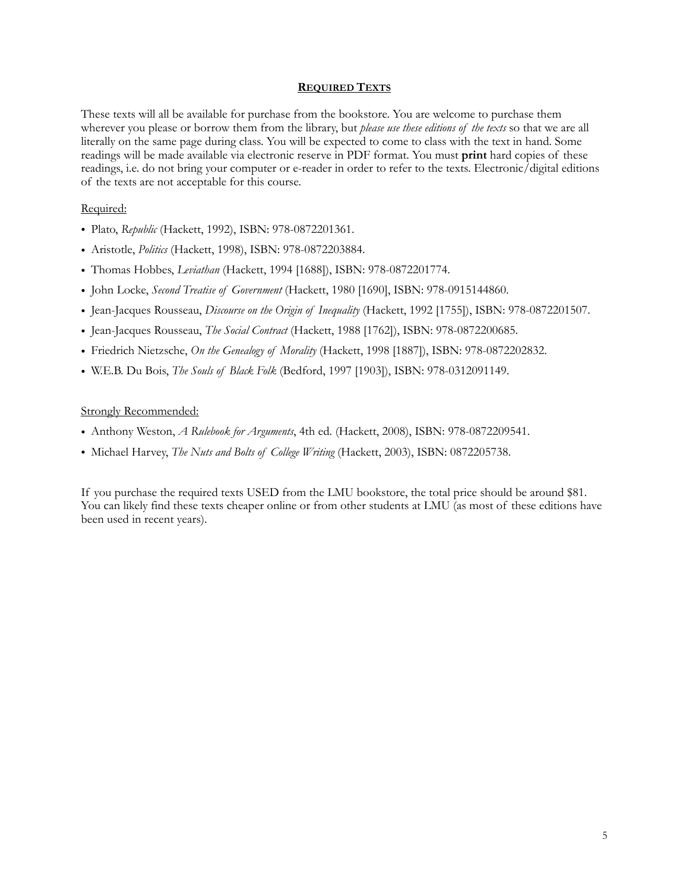## Required Texts

These texts will all be available for purchase from the bookstore. You are welcome to purchase them wherever you please or borrow them from the library, but *please use these editions of the texts* so that we are all literally on the same page during class. You will be expected to come to class with the text in hand. Some readings will be made available via electronic reserve in PDF format. You must **print** hard copies of these readings, i.e. do not bring your computer or e-reader in order to refer to the texts. Electronic/digital editions of the texts are not acceptable for this course.

Required:

- Plato, *Republic* (Hackett, 1992), ISBN: 978-0872201361.
- Aristotle, *Politics* (Hackett, 1998), ISBN: 978-0872203884.
- Thomas Hobbes, *Leviathan* (Hackett, 1994 [1688]), ISBN: 978-0872201774.
- John Locke, *Second Treatise of Government* (Hackett, 1980 [1690], ISBN: 978-0915144860.
- Jean-Jacques Rousseau, *Discourse on the Origin of Inequality* (Hackett, 1992 [1755]), ISBN: 978-0872201507.
- Jean-Jacques Rousseau, *The Social Contract* (Hackett, 1988 [1762]), ISBN: 978-0872200685.
- Friedrich Nietzsche, *On the Genealogy of Morality* (Hackett, 1998 [1887]), ISBN: 978-0872202832.
- W.E.B. Du Bois, *The Souls of Black Folk* (Bedford, 1997 [1903]), ISBN: 978-0312091149.

Strongly Recommended:

- Anthony Weston, *A Rulebook for Arguments*, 4th ed. (Hackett, 2008), ISBN: 978-0872209541.
- Michael Harvey, *The Nuts and Bolts of College Writing* (Hackett, 2003), ISBN: 0872205738.

If you purchase the required texts USED from the LMU bookstore, the total price should be around $81. You can likely find these texts cheaper online or from other students at LMU (as most of these editions have been used in recent years).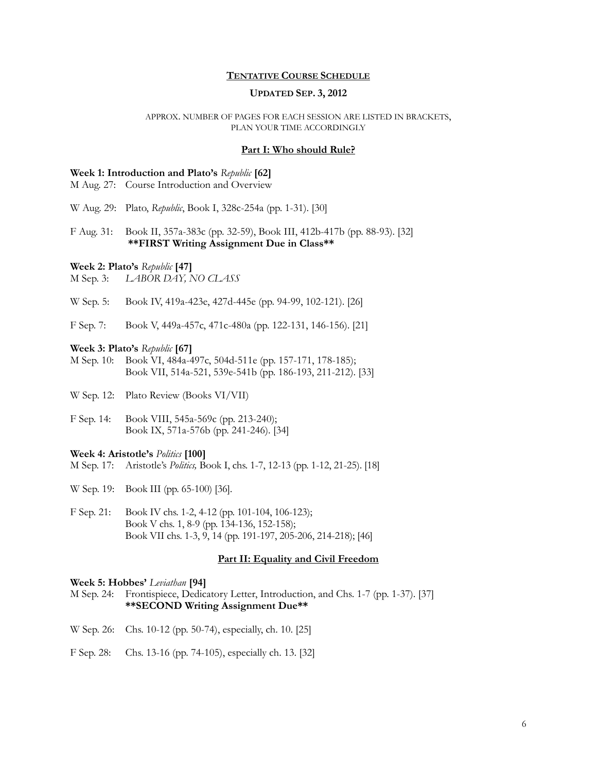## Tentative Course Schedule

### Updated Sep. 3, 2012

APPROX. NUMBER OF PAGES FOR EACH SESSION ARE LISTED IN BRACKETS, PLAN YOUR TIME ACCORDINGLY

### Part I: Who should Rule?

**Week 1: Introduction and Plato's *Republic* [62]**

M Aug. 27: Course Introduction and Overview

W Aug. 29: Plato, *Republic*, Book I, 328c-254a (pp. 1-31). [30]

F Aug. 31: Book II, 357a-383c (pp. 32-59), Book III, 412b-417b (pp. 88-93). [32]
**\*\*FIRST Writing Assignment Due in Class\*\***

**Week 2: Plato's *Republic* [47]**

M Sep. 3: *LABOR DAY, NO CLASS*

W Sep. 5: Book IV, 419a-423e, 427d-445e (pp. 94-99, 102-121). [26]

F Sep. 7: Book V, 449a-457c, 471c-480a (pp. 122-131, 146-156). [21]

**Week 3: Plato's *Republic* [67]**

M Sep. 10: Book VI, 484a-497c, 504d-511e (pp. 157-171, 178-185);
Book VII, 514a-521, 539e-541b (pp. 186-193, 211-212). [33]

W Sep. 12: Plato Review (Books VI/VII)

F Sep. 14: Book VIII, 545a-569c (pp. 213-240);
Book IX, 571a-576b (pp. 241-246). [34]

**Week 4: Aristotle's *Politics* [100]**

M Sep. 17: Aristotle's *Politics,* Book I, chs. 1-7, 12-13 (pp. 1-12, 21-25). [18]

W Sep. 19: Book III (pp. 65-100) [36].

F Sep. 21: Book IV chs. 1-2, 4-12 (pp. 101-104, 106-123);
Book V chs. 1, 8-9 (pp. 134-136, 152-158);
Book VII chs. 1-3, 9, 14 (pp. 191-197, 205-206, 214-218); [46]

### Part II: Equality and Civil Freedom

**Week 5: Hobbes' *Leviathan* [94]**

M Sep. 24: Frontispiece, Dedicatory Letter, Introduction, and Chs. 1-7 (pp. 1-37). [37]
**\*\*SECOND Writing Assignment Due\*\***

W Sep. 26: Chs. 10-12 (pp. 50-74), especially, ch. 10. [25]

F Sep. 28: Chs. 13-16 (pp. 74-105), especially ch. 13. [32]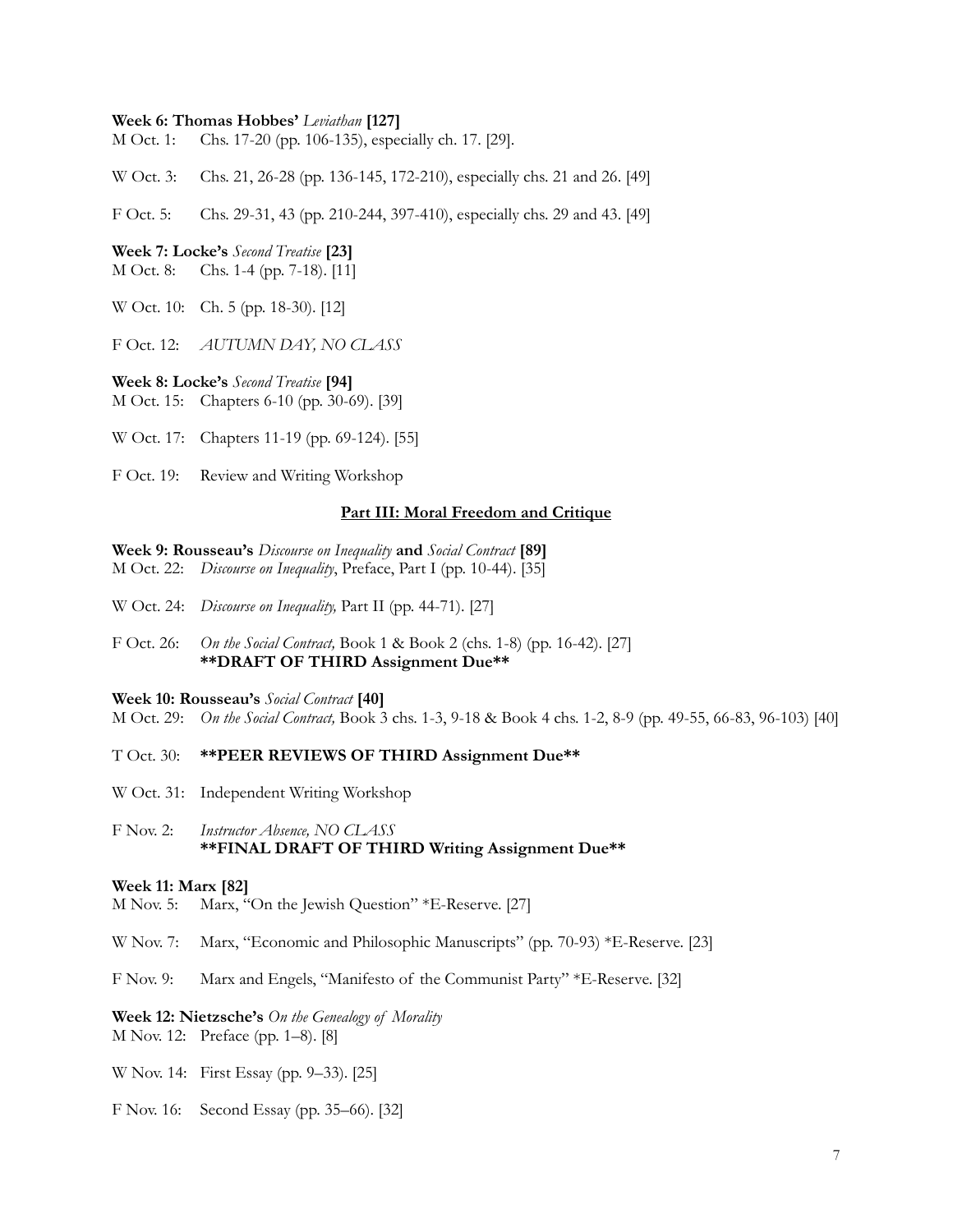**Week 6: Thomas Hobbes'** *Leviathan* **[127]**

M Oct. 1: Chs. 17-20 (pp. 106-135), especially ch. 17. [29].

W Oct. 3: Chs. 21, 26-28 (pp. 136-145, 172-210), especially chs. 21 and 26. [49]

F Oct. 5: Chs. 29-31, 43 (pp. 210-244, 397-410), especially chs. 29 and 43. [49]

**Week 7: Locke's** *Second Treatise* **[23]**

M Oct. 8: Chs. 1-4 (pp. 7-18). [11]

W Oct. 10: Ch. 5 (pp. 18-30). [12]

F Oct. 12: *AUTUMN DAY, NO CLASS*

**Week 8: Locke's** *Second Treatise* **[94]**

M Oct. 15: Chapters 6-10 (pp. 30-69). [39]

W Oct. 17: Chapters 11-19 (pp. 69-124). [55]

F Oct. 19: Review and Writing Workshop

## Part III: Moral Freedom and Critique

**Week 9: Rousseau's** *Discourse on Inequality* **and** *Social Contract* **[89]**

M Oct. 22: *Discourse on Inequality*, Preface, Part I (pp. 10-44). [35]

W Oct. 24: *Discourse on Inequality,* Part II (pp. 44-71). [27]

F Oct. 26: *On the Social Contract,* Book 1 & Book 2 (chs. 1-8) (pp. 16-42). [27]
**\*\*DRAFT OF THIRD Assignment Due\*\***

**Week 10: Rousseau's** *Social Contract* **[40]**

M Oct. 29: *On the Social Contract,* Book 3 chs. 1-3, 9-18 & Book 4 chs. 1-2, 8-9 (pp. 49-55, 66-83, 96-103) [40]

T Oct. 30: **\*\*PEER REVIEWS OF THIRD Assignment Due\*\***

W Oct. 31: Independent Writing Workshop

F Nov. 2: *Instructor Absence, NO CLASS*
**\*\*FINAL DRAFT OF THIRD Writing Assignment Due\*\***

**Week 11: Marx [82]**

M Nov. 5: Marx, "On the Jewish Question" *E-Reserve. [27]

W Nov. 7: Marx, "Economic and Philosophic Manuscripts" (pp. 70-93) *E-Reserve. [23]

F Nov. 9: Marx and Engels, "Manifesto of the Communist Party" *E-Reserve. [32]

**Week 12: Nietzsche's** *On the Genealogy of Morality*

M Nov. 12: Preface (pp. 1–8). [8]

W Nov. 14: First Essay (pp. 9–33). [25]

F Nov. 16: Second Essay (pp. 35–66). [32]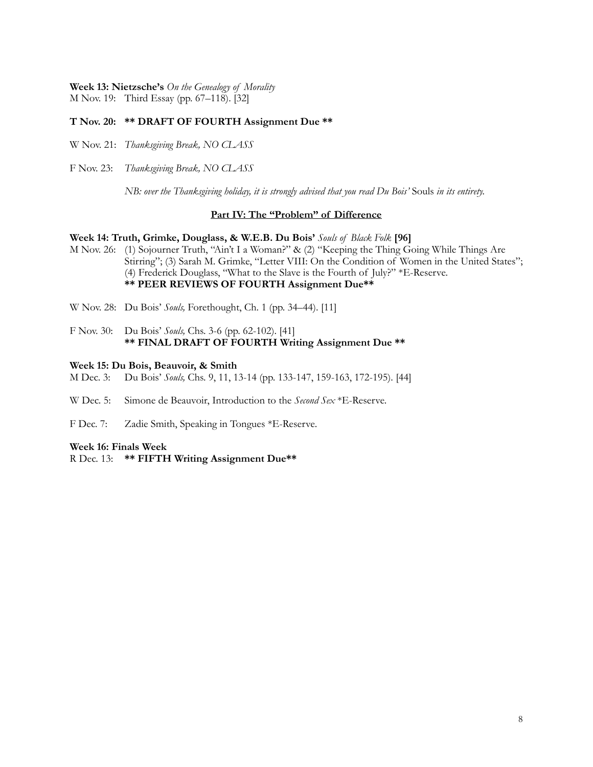**Week 13: Nietzsche's** *On the Genealogy of Morality*

M Nov. 19: Third Essay (pp. 67–118). [32]

**T Nov. 20: ** DRAFT OF FOURTH Assignment Due ****

W Nov. 21: *Thanksgiving Break, NO CLASS*

F Nov. 23: *Thanksgiving Break, NO CLASS*

*NB: over the Thanksgiving holiday, it is strongly advised that you read Du Bois'* Souls *in its entirety.*

## <u>Part IV: The "Problem" of Difference</u>

**Week 14: Truth, Grimke, Douglass, & W.E.B. Du Bois'** *Souls of Black Folk* **[96]**

M Nov. 26: (1) Sojourner Truth, "Ain't I a Woman?" & (2) "Keeping the Thing Going While Things Are Stirring"; (3) Sarah M. Grimke, "Letter VIII: On the Condition of Women in the United States"; (4) Frederick Douglass, "What to the Slave is the Fourth of July?" *E-Reserve.
**** PEER REVIEWS OF FOURTH Assignment Due****

W Nov. 28: Du Bois' *Souls,* Forethought, Ch. 1 (pp. 34–44). [11]

F Nov. 30: Du Bois' *Souls,* Chs. 3-6 (pp. 62-102). [41]
**** FINAL DRAFT OF FOURTH Writing Assignment Due ****

**Week 15: Du Bois, Beauvoir, & Smith**

M Dec. 3: Du Bois' *Souls,* Chs. 9, 11, 13-14 (pp. 133-147, 159-163, 172-195). [44]

W Dec. 5: Simone de Beauvoir, Introduction to the *Second Sex* *E-Reserve.

F Dec. 7: Zadie Smith, Speaking in Tongues *E-Reserve.

**Week 16: Finals Week**

R Dec. 13: **** FIFTH Writing Assignment Due****